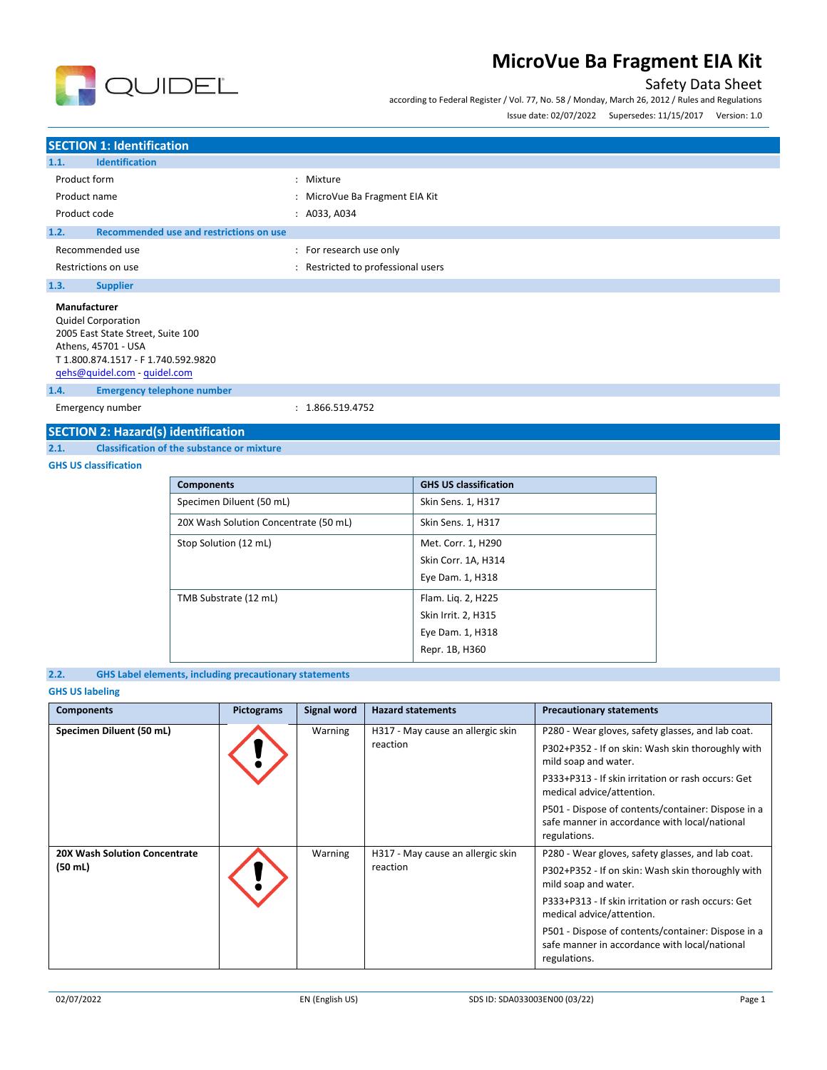# MicroVue Ba Fragment EIA Kit

Safety Data Sheet

according to Federal Register / Vol. 77, No. 58 / Monday, March 26, 2012 / Rules and Regulations

Issue date: 02/07/2022 Supersedes: 11/15/2017 Version: 1.0

## SECTION 1: Identification

### 1.1. Identification

| | | |
|---|---|---|
| Product form | : | Mixture |
| Product name | : | MicroVue Ba Fragment EIA Kit |
| Product code | : | A033, A034 |

### 1.2. Recommended use and restrictions on use

| | | |
|---|---|---|
| Recommended use | : | For research use only |
| Restrictions on use | : | Restricted to professional users |

### 1.3. Supplier

**Manufacturer**
Quidel Corporation
2005 East State Street, Suite 100
Athens, 45701 - USA
T 1.800.874.1517 - F 1.740.592.9820
qehs@quidel.com - quidel.com

### 1.4. Emergency telephone number

| | | |
|---|---|---|
| Emergency number | : | 1.866.519.4752 |

## SECTION 2: Hazard(s) identification

### 2.1. Classification of the substance or mixture

**GHS US classification**

| Components | GHS US classification |
|---|---|
| Specimen Diluent (50 mL) | Skin Sens. 1, H317 |
| 20X Wash Solution Concentrate (50 mL) | Skin Sens. 1, H317 |
| Stop Solution (12 mL) | Met. Corr. 1, H290<br>Skin Corr. 1A, H314<br>Eye Dam. 1, H318 |
| TMB Substrate (12 mL) | Flam. Liq. 2, H225<br>Skin Irrit. 2, H315<br>Eye Dam. 1, H318<br>Repr. 1B, H360 |

### 2.2. GHS Label elements, including precautionary statements

**GHS US labeling**

| Components | Pictograms | Signal word | Hazard statements | Precautionary statements |
|---|---|---|---|---|
| **Specimen Diluent (50 mL)** | | Warning | H317 - May cause an allergic skin reaction | P280 - Wear gloves, safety glasses, and lab coat.<br>P302+P352 - If on skin: Wash skin thoroughly with mild soap and water.<br>P333+P313 - If skin irritation or rash occurs: Get medical advice/attention.<br>P501 - Dispose of contents/container: Dispose in a safe manner in accordance with local/national regulations. |
| **20X Wash Solution Concentrate (50 mL)** | | Warning | H317 - May cause an allergic skin reaction | P280 - Wear gloves, safety glasses, and lab coat.<br>P302+P352 - If on skin: Wash skin thoroughly with mild soap and water.<br>P333+P313 - If skin irritation or rash occurs: Get medical advice/attention.<br>P501 - Dispose of contents/container: Dispose in a safe manner in accordance with local/national regulations. |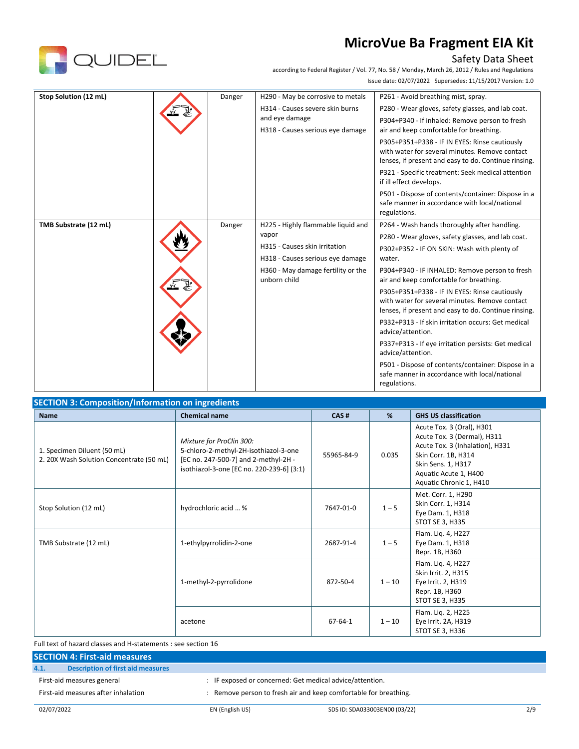| Stop Solution (12 mL) | | Danger | H290 - May be corrosive to metals<br>H314 - Causes severe skin burns and eye damage<br>H318 - Causes serious eye damage | P261 - Avoid breathing mist, spray.<br>P280 - Wear gloves, safety glasses, and lab coat.<br>P304+P340 - If inhaled: Remove person to fresh air and keep comfortable for breathing.<br>P305+P351+P338 - IF IN EYES: Rinse cautiously with water for several minutes. Remove contact lenses, if present and easy to do. Continue rinsing.<br>P321 - Specific treatment: Seek medical attention if ill effect develops.<br>P501 - Dispose of contents/container: Dispose in a safe manner in accordance with local/national regulations. |
|---|---|---|---|---|
| **TMB Substrate (12 mL)** | | Danger | H225 - Highly flammable liquid and vapor<br>H315 - Causes skin irritation<br>H318 - Causes serious eye damage<br>H360 - May damage fertility or the unborn child | P264 - Wash hands thoroughly after handling.<br>P280 - Wear gloves, safety glasses, and lab coat.<br>P302+P352 - IF ON SKIN: Wash with plenty of water.<br>P304+P340 - IF INHALED: Remove person to fresh air and keep comfortable for breathing.<br>P305+P351+P338 - IF IN EYES: Rinse cautiously with water for several minutes. Remove contact lenses, if present and easy to do. Continue rinsing.<br>P332+P313 - If skin irritation occurs: Get medical advice/attention.<br>P337+P313 - If eye irritation persists: Get medical advice/attention.<br>P501 - Dispose of contents/container: Dispose in a safe manner in accordance with local/national regulations. |

## SECTION 3: Composition/Information on ingredients

| Name | Chemical name | CAS # | % | GHS US classification |
|---|---|---|---|---|
| 1. Specimen Diluent (50 mL)<br>2. 20X Wash Solution Concentrate (50 mL) | *Mixture for ProClin 300:*<br>5-chloro-2-methyl-2H-isothiazol-3-one [EC no. 247-500-7] and 2-methyl-2H -isothiazol-3-one [EC no. 220-239-6] (3:1) | 55965-84-9 | 0.035 | Acute Tox. 3 (Oral), H301<br>Acute Tox. 3 (Dermal), H311<br>Acute Tox. 3 (Inhalation), H331<br>Skin Corr. 1B, H314<br>Skin Sens. 1, H317<br>Aquatic Acute 1, H400<br>Aquatic Chronic 1, H410 |
| Stop Solution (12 mL) | hydrochloric acid … % | 7647-01-0 | 1 – 5 | Met. Corr. 1, H290<br>Skin Corr. 1, H314<br>Eye Dam. 1, H318<br>STOT SE 3, H335 |
| TMB Substrate (12 mL) | 1-ethylpyrrolidin-2-one | 2687-91-4 | 1 – 5 | Flam. Liq. 4, H227<br>Eye Dam. 1, H318<br>Repr. 1B, H360 |
| | 1-methyl-2-pyrrolidone | 872-50-4 | 1 – 10 | Flam. Liq. 4, H227<br>Skin Irrit. 2, H315<br>Eye Irrit. 2, H319<br>Repr. 1B, H360<br>STOT SE 3, H335 |
| | acetone | 67-64-1 | 1 – 10 | Flam. Liq. 2, H225<br>Eye Irrit. 2A, H319<br>STOT SE 3, H336 |

Full text of hazard classes and H-statements : see section 16

## SECTION 4: First-aid measures

### 4.1. Description of first aid measures

First-aid measures general : IF exposed or concerned: Get medical advice/attention.

First-aid measures after inhalation : Remove person to fresh air and keep comfortable for breathing.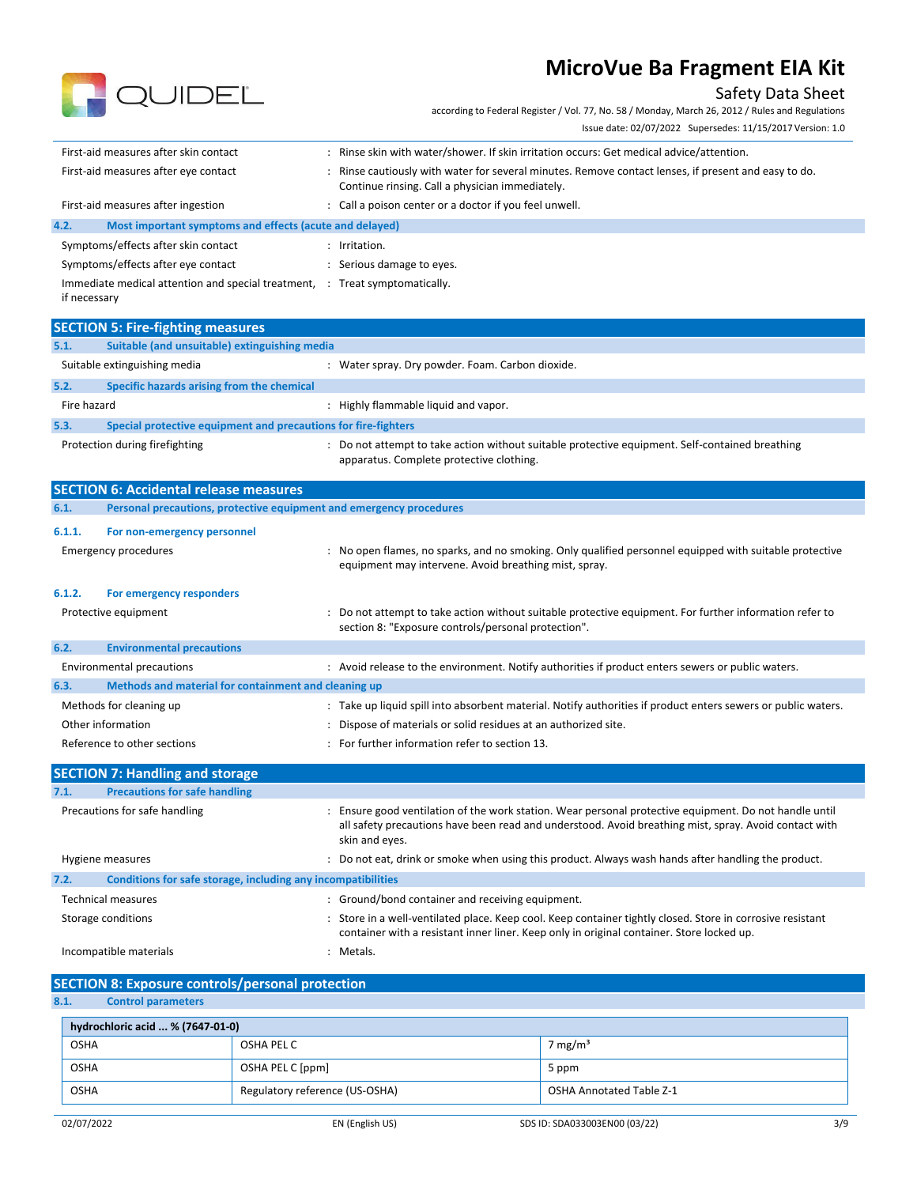First-aid measures after skin contact : Rinse skin with water/shower. If skin irritation occurs: Get medical advice/attention.

First-aid measures after eye contact : Rinse cautiously with water for several minutes. Remove contact lenses, if present and easy to do. Continue rinsing. Call a physician immediately.

First-aid measures after ingestion : Call a poison center or a doctor if you feel unwell.

### 4.2. Most important symptoms and effects (acute and delayed)

Symptoms/effects after skin contact : Irritation.

Symptoms/effects after eye contact : Serious damage to eyes.

Immediate medical attention and special treatment, if necessary : Treat symptomatically.

## SECTION 5: Fire-fighting measures

### 5.1. Suitable (and unsuitable) extinguishing media

Suitable extinguishing media : Water spray. Dry powder. Foam. Carbon dioxide.

### 5.2. Specific hazards arising from the chemical

Fire hazard : Highly flammable liquid and vapor.

### 5.3. Special protective equipment and precautions for fire-fighters

Protection during firefighting : Do not attempt to take action without suitable protective equipment. Self-contained breathing apparatus. Complete protective clothing.

## SECTION 6: Accidental release measures

### 6.1. Personal precautions, protective equipment and emergency procedures

#### 6.1.1. For non-emergency personnel

Emergency procedures : No open flames, no sparks, and no smoking. Only qualified personnel equipped with suitable protective equipment may intervene. Avoid breathing mist, spray.

#### 6.1.2. For emergency responders

Protective equipment : Do not attempt to take action without suitable protective equipment. For further information refer to section 8: "Exposure controls/personal protection".

### 6.2. Environmental precautions

Environmental precautions : Avoid release to the environment. Notify authorities if product enters sewers or public waters.

### 6.3. Methods and material for containment and cleaning up

Methods for cleaning up : Take up liquid spill into absorbent material. Notify authorities if product enters sewers or public waters.

Other information : Dispose of materials or solid residues at an authorized site.

Reference to other sections : For further information refer to section 13.

## SECTION 7: Handling and storage

### 7.1. Precautions for safe handling

Precautions for safe handling : Ensure good ventilation of the work station. Wear personal protective equipment. Do not handle until all safety precautions have been read and understood. Avoid breathing mist, spray. Avoid contact with skin and eyes.

Hygiene measures : Do not eat, drink or smoke when using this product. Always wash hands after handling the product.

### 7.2. Conditions for safe storage, including any incompatibilities

Technical measures : Ground/bond container and receiving equipment.

Storage conditions : Store in a well-ventilated place. Keep cool. Keep container tightly closed. Store in corrosive resistant container with a resistant inner liner. Keep only in original container. Store locked up.

Incompatible materials : Metals.

## SECTION 8: Exposure controls/personal protection

### 8.1. Control parameters

| hydrochloric acid ... % (7647-01-0) | | |
|---|---|---|
| OSHA | OSHA PEL C | 7 mg/m³ |
| OSHA | OSHA PEL C [ppm] | 5 ppm |
| OSHA | Regulatory reference (US-OSHA) | OSHA Annotated Table Z-1 |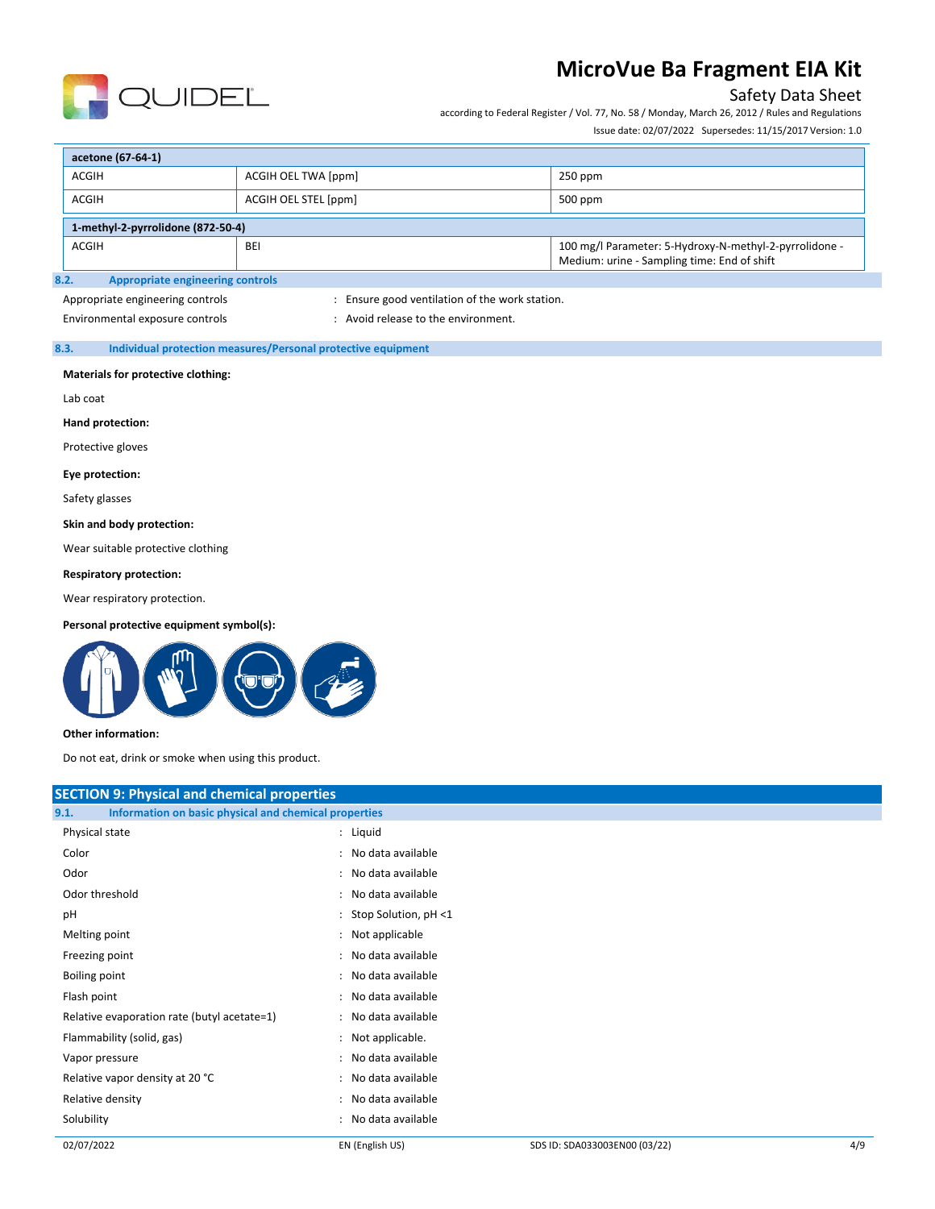| acetone (67-64-1) | | |
|---|---|---|
| ACGIH | ACGIH OEL TWA [ppm] | 250 ppm |
| ACGIH | ACGIH OEL STEL [ppm] | 500 ppm |

| 1-methyl-2-pyrrolidone (872-50-4) | | |
|---|---|---|
| ACGIH | BEI | 100 mg/l Parameter: 5-Hydroxy-N-methyl-2-pyrrolidone - Medium: urine - Sampling time: End of shift |

### 8.2. Appropriate engineering controls

Appropriate engineering controls : Ensure good ventilation of the work station.

Environmental exposure controls : Avoid release to the environment.

### 8.3. Individual protection measures/Personal protective equipment

**Materials for protective clothing:**

Lab coat

**Hand protection:**

Protective gloves

**Eye protection:**

Safety glasses

**Skin and body protection:**

Wear suitable protective clothing

**Respiratory protection:**

Wear respiratory protection.

**Personal protective equipment symbol(s):**

**Other information:**

Do not eat, drink or smoke when using this product.

## SECTION 9: Physical and chemical properties

### 9.1. Information on basic physical and chemical properties

| | |
|---|---|
| Physical state | : Liquid |
| Color | : No data available |
| Odor | : No data available |
| Odor threshold | : No data available |
| pH | : Stop Solution, pH <1 |
| Melting point | : Not applicable |
| Freezing point | : No data available |
| Boiling point | : No data available |
| Flash point | : No data available |
| Relative evaporation rate (butyl acetate=1) | : No data available |
| Flammability (solid, gas) | : Not applicable. |
| Vapor pressure | : No data available |
| Relative vapor density at 20 °C | : No data available |
| Relative density | : No data available |
| Solubility | : No data available |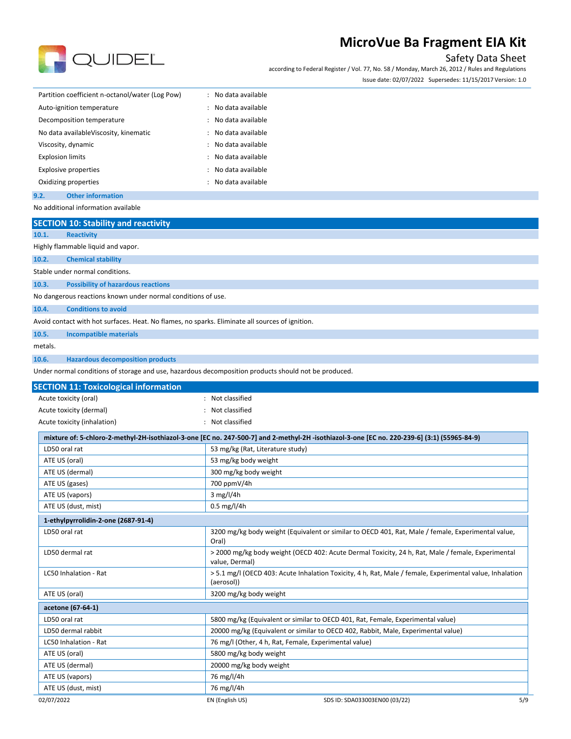| | | |
|---|---|---|
| Partition coefficient n-octanol/water (Log Pow) | : | No data available |
| Auto-ignition temperature | : | No data available |
| Decomposition temperature | : | No data available |
| No data availableViscosity, kinematic | : | No data available |
| Viscosity, dynamic | : | No data available |
| Explosion limits | : | No data available |
| Explosive properties | : | No data available |
| Oxidizing properties | : | No data available |

### 9.2. Other information

No additional information available

## SECTION 10: Stability and reactivity

### 10.1. Reactivity

Highly flammable liquid and vapor.

### 10.2. Chemical stability

Stable under normal conditions.

### 10.3. Possibility of hazardous reactions

No dangerous reactions known under normal conditions of use.

### 10.4. Conditions to avoid

Avoid contact with hot surfaces. Heat. No flames, no sparks. Eliminate all sources of ignition.

### 10.5. Incompatible materials

metals.

### 10.6. Hazardous decomposition products

Under normal conditions of storage and use, hazardous decomposition products should not be produced.

## SECTION 11: Toxicological information

| | | |
|---|---|---|
| Acute toxicity (oral) | : | Not classified |
| Acute toxicity (dermal) | : | Not classified |
| Acute toxicity (inhalation) | : | Not classified |

| mixture of: 5-chloro-2-methyl-2H-isothiazol-3-one [EC no. 247-500-7] and 2-methyl-2H -isothiazol-3-one [EC no. 220-239-6] (3:1) (55965-84-9) | |
|---|---|
| LD50 oral rat | 53 mg/kg (Rat, Literature study) |
| ATE US (oral) | 53 mg/kg body weight |
| ATE US (dermal) | 300 mg/kg body weight |
| ATE US (gases) | 700 ppmV/4h |
| ATE US (vapors) | 3 mg/l/4h |
| ATE US (dust, mist) | 0.5 mg/l/4h |

| 1-ethylpyrrolidin-2-one (2687-91-4) | |
|---|---|
| LD50 oral rat | 3200 mg/kg body weight (Equivalent or similar to OECD 401, Rat, Male / female, Experimental value, Oral) |
| LD50 dermal rat | > 2000 mg/kg body weight (OECD 402: Acute Dermal Toxicity, 24 h, Rat, Male / female, Experimental value, Dermal) |
| LC50 Inhalation - Rat | > 5.1 mg/l (OECD 403: Acute Inhalation Toxicity, 4 h, Rat, Male / female, Experimental value, Inhalation (aerosol)) |
| ATE US (oral) | 3200 mg/kg body weight |

| acetone (67-64-1) | |
|---|---|
| LD50 oral rat | 5800 mg/kg (Equivalent or similar to OECD 401, Rat, Female, Experimental value) |
| LD50 dermal rabbit | 20000 mg/kg (Equivalent or similar to OECD 402, Rabbit, Male, Experimental value) |
| LC50 Inhalation - Rat | 76 mg/l (Other, 4 h, Rat, Female, Experimental value) |
| ATE US (oral) | 5800 mg/kg body weight |
| ATE US (dermal) | 20000 mg/kg body weight |
| ATE US (vapors) | 76 mg/l/4h |
| ATE US (dust, mist) | 76 mg/l/4h |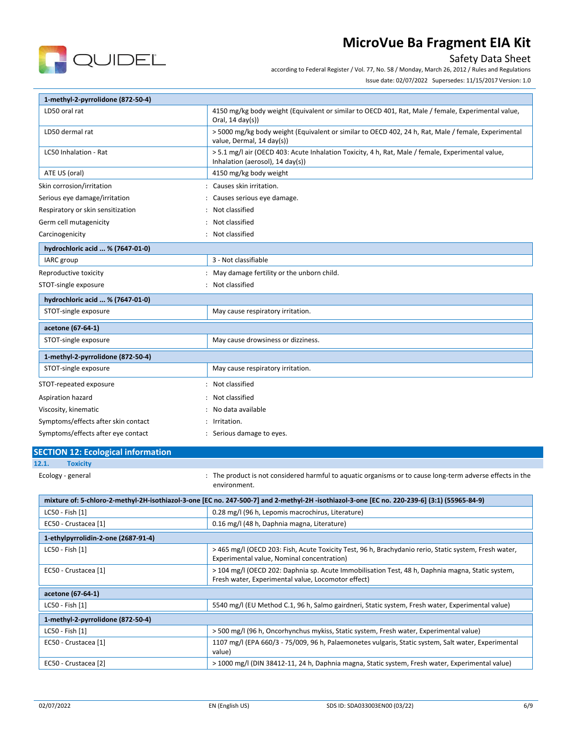| 1-methyl-2-pyrrolidone (872-50-4) | |
|---|---|
| LD50 oral rat | 4150 mg/kg body weight (Equivalent or similar to OECD 401, Rat, Male / female, Experimental value, Oral, 14 day(s)) |
| LD50 dermal rat | > 5000 mg/kg body weight (Equivalent or similar to OECD 402, 24 h, Rat, Male / female, Experimental value, Dermal, 14 day(s)) |
| LC50 Inhalation - Rat | > 5.1 mg/l air (OECD 403: Acute Inhalation Toxicity, 4 h, Rat, Male / female, Experimental value, Inhalation (aerosol), 14 day(s)) |
| ATE US (oral) | 4150 mg/kg body weight |

Skin corrosion/irritation : Causes skin irritation.

Serious eye damage/irritation : Causes serious eye damage.

Respiratory or skin sensitization : Not classified

Germ cell mutagenicity : Not classified

Carcinogenicity : Not classified

| hydrochloric acid ... % (7647-01-0) | |
|---|---|
| IARC group | 3 - Not classifiable |

Reproductive toxicity : May damage fertility or the unborn child.

STOT-single exposure : Not classified

| hydrochloric acid ... % (7647-01-0) | |
|---|---|
| STOT-single exposure | May cause respiratory irritation. |

| acetone (67-64-1) | |
|---|---|
| STOT-single exposure | May cause drowsiness or dizziness. |

| 1-methyl-2-pyrrolidone (872-50-4) | |
|---|---|
| STOT-single exposure | May cause respiratory irritation. |

STOT-repeated exposure : Not classified

Aspiration hazard : Not classified

Viscosity, kinematic : No data available

Symptoms/effects after skin contact : Irritation.

Symptoms/effects after eye contact : Serious damage to eyes.

## SECTION 12: Ecological information

### 12.1. Toxicity

Ecology - general : The product is not considered harmful to aquatic organisms or to cause long-term adverse effects in the environment.

| mixture of: 5-chloro-2-methyl-2H-isothiazol-3-one [EC no. 247-500-7] and 2-methyl-2H -isothiazol-3-one [EC no. 220-239-6] (3:1) (55965-84-9) | |
|---|---|
| LC50 - Fish [1] | 0.28 mg/l (96 h, Lepomis macrochirus, Literature) |
| EC50 - Crustacea [1] | 0.16 mg/l (48 h, Daphnia magna, Literature) |

| 1-ethylpyrrolidin-2-one (2687-91-4) | |
|---|---|
| LC50 - Fish [1] | > 465 mg/l (OECD 203: Fish, Acute Toxicity Test, 96 h, Brachydanio rerio, Static system, Fresh water, Experimental value, Nominal concentration) |
| EC50 - Crustacea [1] | > 104 mg/l (OECD 202: Daphnia sp. Acute Immobilisation Test, 48 h, Daphnia magna, Static system, Fresh water, Experimental value, Locomotor effect) |

| acetone (67-64-1) | |
|---|---|
| LC50 - Fish [1] | 5540 mg/l (EU Method C.1, 96 h, Salmo gairdneri, Static system, Fresh water, Experimental value) |

| 1-methyl-2-pyrrolidone (872-50-4) | |
|---|---|
| LC50 - Fish [1] | > 500 mg/l (96 h, Oncorhynchus mykiss, Static system, Fresh water, Experimental value) |
| EC50 - Crustacea [1] | 1107 mg/l (EPA 660/3 - 75/009, 96 h, Palaemonetes vulgaris, Static system, Salt water, Experimental value) |
| EC50 - Crustacea [2] | > 1000 mg/l (DIN 38412-11, 24 h, Daphnia magna, Static system, Fresh water, Experimental value) |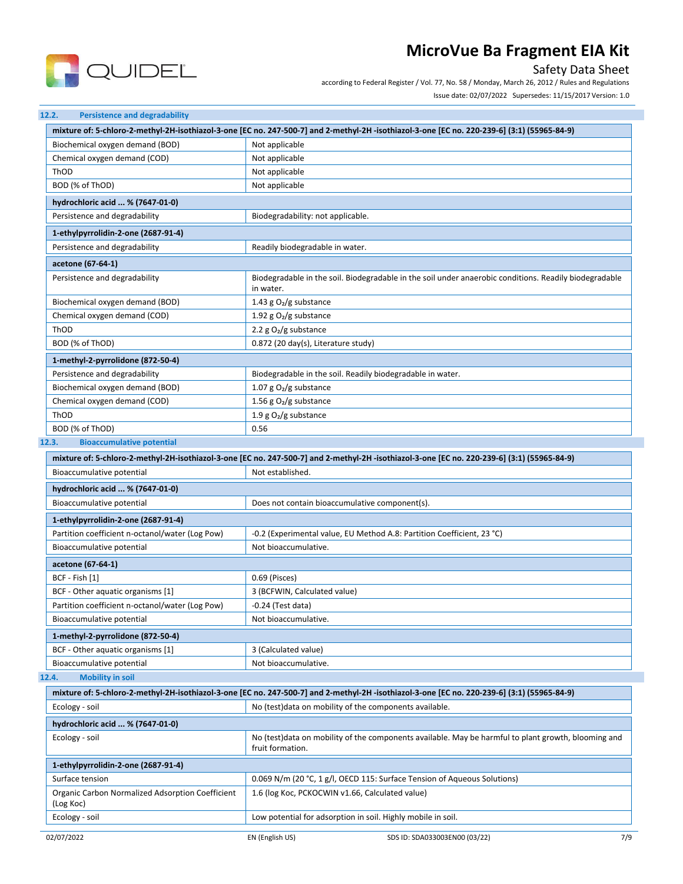### 12.2. Persistence and degradability

| mixture of: 5-chloro-2-methyl-2H-isothiazol-3-one [EC no. 247-500-7] and 2-methyl-2H -isothiazol-3-one [EC no. 220-239-6] (3:1) (55965-84-9) | |
|---|---|
| Biochemical oxygen demand (BOD) | Not applicable |
| Chemical oxygen demand (COD) | Not applicable |
| ThOD | Not applicable |
| BOD (% of ThOD) | Not applicable |

| hydrochloric acid ... % (7647-01-0) | |
|---|---|
| Persistence and degradability | Biodegradability: not applicable. |

| 1-ethylpyrrolidin-2-one (2687-91-4) | |
|---|---|
| Persistence and degradability | Readily biodegradable in water. |

| acetone (67-64-1) | |
|---|---|
| Persistence and degradability | Biodegradable in the soil. Biodegradable in the soil under anaerobic conditions. Readily biodegradable in water. |
| Biochemical oxygen demand (BOD) | 1.43 g $O_2$/g substance |
| Chemical oxygen demand (COD) | 1.92 g $O_2$/g substance |
| ThOD | 2.2 g $O_2$/g substance |
| BOD (% of ThOD) | 0.872 (20 day(s), Literature study) |

| 1-methyl-2-pyrrolidone (872-50-4) | |
|---|---|
| Persistence and degradability | Biodegradable in the soil. Readily biodegradable in water. |
| Biochemical oxygen demand (BOD) | 1.07 g $O_2$/g substance |
| Chemical oxygen demand (COD) | 1.56 g $O_2$/g substance |
| ThOD | 1.9 g $O_2$/g substance |
| BOD (% of ThOD) | 0.56 |

### 12.3. Bioaccumulative potential

| mixture of: 5-chloro-2-methyl-2H-isothiazol-3-one [EC no. 247-500-7] and 2-methyl-2H -isothiazol-3-one [EC no. 220-239-6] (3:1) (55965-84-9) | |
|---|---|
| Bioaccumulative potential | Not established. |

| hydrochloric acid ... % (7647-01-0) | |
|---|---|
| Bioaccumulative potential | Does not contain bioaccumulative component(s). |

| 1-ethylpyrrolidin-2-one (2687-91-4) | |
|---|---|
| Partition coefficient n-octanol/water (Log Pow) | -0.2 (Experimental value, EU Method A.8: Partition Coefficient, 23 °C) |
| Bioaccumulative potential | Not bioaccumulative. |

| acetone (67-64-1) | |
|---|---|
| BCF - Fish [1] | 0.69 (Pisces) |
| BCF - Other aquatic organisms [1] | 3 (BCFWIN, Calculated value) |
| Partition coefficient n-octanol/water (Log Pow) | -0.24 (Test data) |
| Bioaccumulative potential | Not bioaccumulative. |

| 1-methyl-2-pyrrolidone (872-50-4) | |
|---|---|
| BCF - Other aquatic organisms [1] | 3 (Calculated value) |
| Bioaccumulative potential | Not bioaccumulative. |

### 12.4. Mobility in soil

| mixture of: 5-chloro-2-methyl-2H-isothiazol-3-one [EC no. 247-500-7] and 2-methyl-2H -isothiazol-3-one [EC no. 220-239-6] (3:1) (55965-84-9) | |
|---|---|
| Ecology - soil | No (test)data on mobility of the components available. |

| hydrochloric acid ... % (7647-01-0) | |
|---|---|
| Ecology - soil | No (test)data on mobility of the components available. May be harmful to plant growth, blooming and fruit formation. |

| 1-ethylpyrrolidin-2-one (2687-91-4) | |
|---|---|
| Surface tension | 0.069 N/m (20 °C, 1 g/l, OECD 115: Surface Tension of Aqueous Solutions) |
| Organic Carbon Normalized Adsorption Coefficient (Log Koc) | 1.6 (log Koc, PCKOCWIN v1.66, Calculated value) |
| Ecology - soil | Low potential for adsorption in soil. Highly mobile in soil. |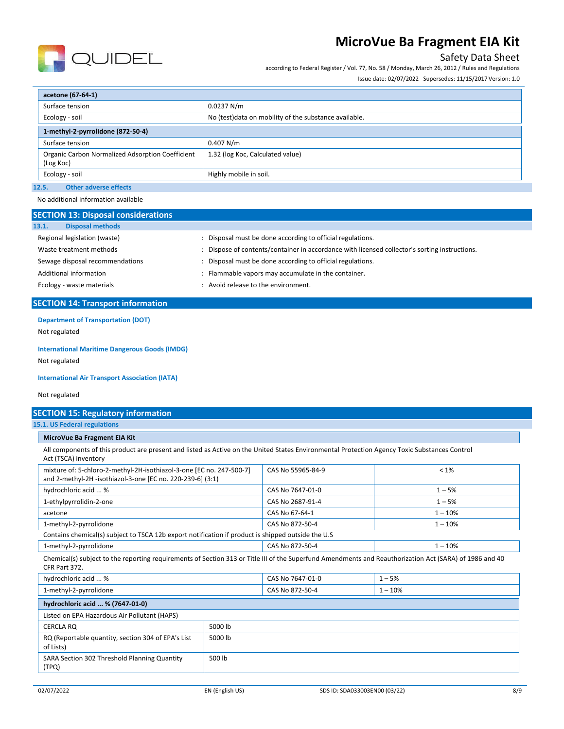| acetone (67-64-1) | |
|---|---|
| Surface tension | 0.0237 N/m |
| Ecology - soil | No (test)data on mobility of the substance available. |

| 1-methyl-2-pyrrolidone (872-50-4) | |
|---|---|
| Surface tension | 0.407 N/m |
| Organic Carbon Normalized Adsorption Coefficient (Log Koc) | 1.32 (log Koc, Calculated value) |
| Ecology - soil | Highly mobile in soil. |

### 12.5. Other adverse effects

No additional information available

## SECTION 13: Disposal considerations

### 13.1. Disposal methods

| | |
|---|---|
| Regional legislation (waste) | : Disposal must be done according to official regulations. |
| Waste treatment methods | : Dispose of contents/container in accordance with licensed collector's sorting instructions. |
| Sewage disposal recommendations | : Disposal must be done according to official regulations. |
| Additional information | : Flammable vapors may accumulate in the container. |
| Ecology - waste materials | : Avoid release to the environment. |

## SECTION 14: Transport information

**Department of Transportation (DOT)**

Not regulated

**International Maritime Dangerous Goods (IMDG)**

Not regulated

**International Air Transport Association (IATA)**

Not regulated

## SECTION 15: Regulatory information

### 15.1. US Federal regulations

**MicroVue Ba Fragment EIA Kit**

All components of this product are present and listed as Active on the United States Environmental Protection Agency Toxic Substances Control Act (TSCA) inventory

| | | |
|---|---|---|
| mixture of: 5-chloro-2-methyl-2H-isothiazol-3-one [EC no. 247-500-7] and 2-methyl-2H -isothiazol-3-one [EC no. 220-239-6] (3:1) | CAS No 55965-84-9 | < 1% |
| hydrochloric acid ... % | CAS No 7647-01-0 | 1 – 5% |
| 1-ethylpyrrolidin-2-one | CAS No 2687-91-4 | 1 – 5% |
| acetone | CAS No 67-64-1 | 1 – 10% |
| 1-methyl-2-pyrrolidone | CAS No 872-50-4 | 1 – 10% |

Contains chemical(s) subject to TSCA 12b export notification if product is shipped outside the U.S

| | | |
|---|---|---|
| 1-methyl-2-pyrrolidone | CAS No 872-50-4 | 1 – 10% |

Chemical(s) subject to the reporting requirements of Section 313 or Title III of the Superfund Amendments and Reauthorization Act (SARA) of 1986 and 40 CFR Part 372.

| | | |
|---|---|---|
| hydrochloric acid ... % | CAS No 7647-01-0 | 1 – 5% |
| 1-methyl-2-pyrrolidone | CAS No 872-50-4 | 1 – 10% |

| hydrochloric acid ... % (7647-01-0) | |
|---|---|
| Listed on EPA Hazardous Air Pollutant (HAPS) | |
| CERCLA RQ | 5000 lb |
| RQ (Reportable quantity, section 304 of EPA's List of Lists) | 5000 lb |
| SARA Section 302 Threshold Planning Quantity (TPQ) | 500 lb |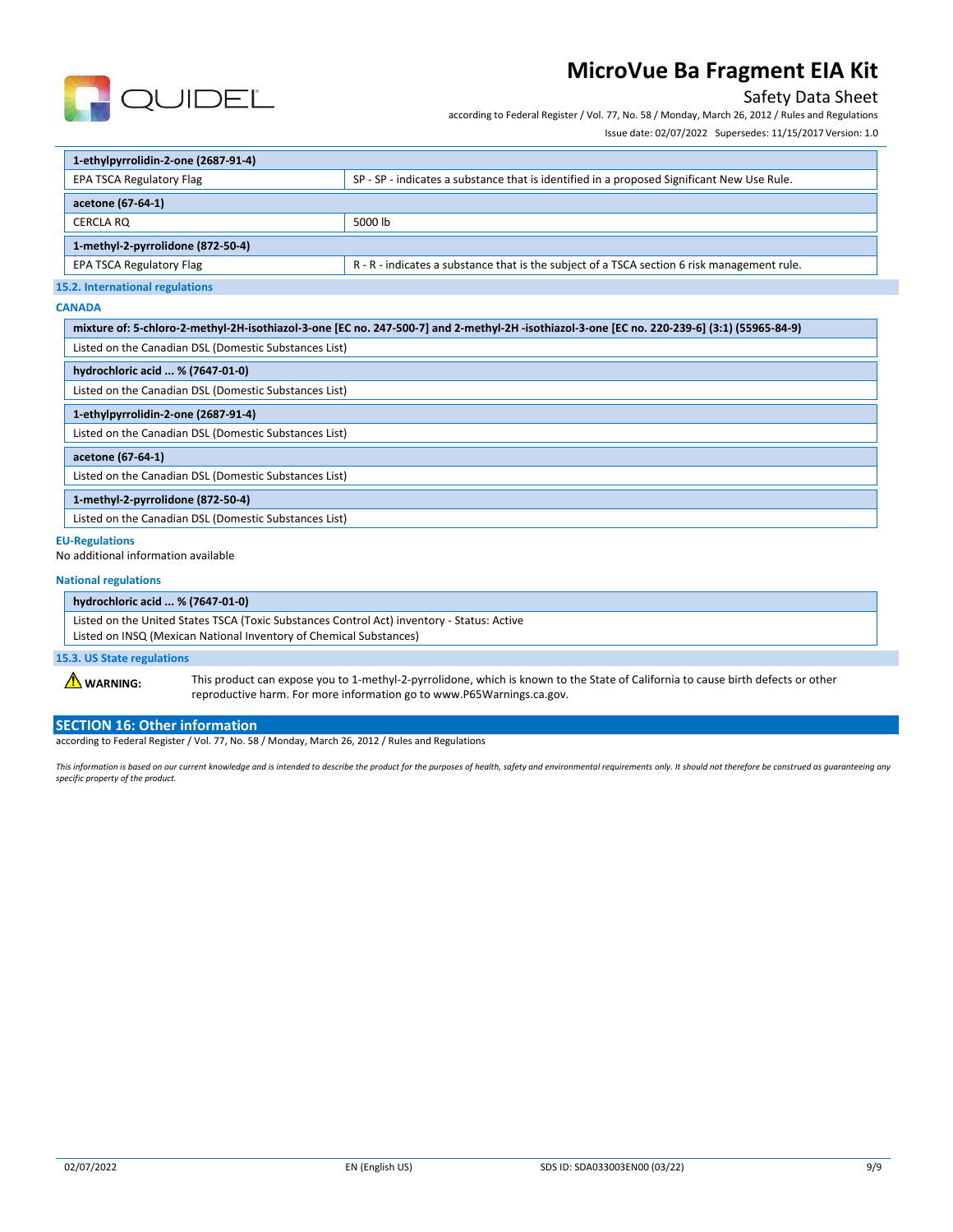| 1-ethylpyrrolidin-2-one (2687-91-4) | |
|---|---|
| EPA TSCA Regulatory Flag | SP - SP - indicates a substance that is identified in a proposed Significant New Use Rule. |
| **acetone (67-64-1)** | |
| CERCLA RQ | 5000 lb |
| **1-methyl-2-pyrrolidone (872-50-4)** | |
| EPA TSCA Regulatory Flag | R - R - indicates a substance that is the subject of a TSCA section 6 risk management rule. |

### 15.2. International regulations

**CANADA**

| mixture of: 5-chloro-2-methyl-2H-isothiazol-3-one [EC no. 247-500-7] and 2-methyl-2H -isothiazol-3-one [EC no. 220-239-6] (3:1) (55965-84-9) |
|---|
| Listed on the Canadian DSL (Domestic Substances List) |
| **hydrochloric acid ... % (7647-01-0)** |
| Listed on the Canadian DSL (Domestic Substances List) |
| **1-ethylpyrrolidin-2-one (2687-91-4)** |
| Listed on the Canadian DSL (Domestic Substances List) |
| **acetone (67-64-1)** |
| Listed on the Canadian DSL (Domestic Substances List) |
| **1-methyl-2-pyrrolidone (872-50-4)** |
| Listed on the Canadian DSL (Domestic Substances List) |

**EU-Regulations**

No additional information available

**National regulations**

| hydrochloric acid ... % (7647-01-0) |
|---|
| Listed on the United States TSCA (Toxic Substances Control Act) inventory - Status: Active<br>Listed on INSQ (Mexican National Inventory of Chemical Substances) |

### 15.3. US State regulations

**WARNING:** This product can expose you to 1-methyl-2-pyrrolidone, which is known to the State of California to cause birth defects or other reproductive harm. For more information go to www.P65Warnings.ca.gov.

## SECTION 16: Other information

according to Federal Register / Vol. 77, No. 58 / Monday, March 26, 2012 / Rules and Regulations

*This information is based on our current knowledge and is intended to describe the product for the purposes of health, safety and environmental requirements only. It should not therefore be construed as guaranteeing any specific property of the product.*